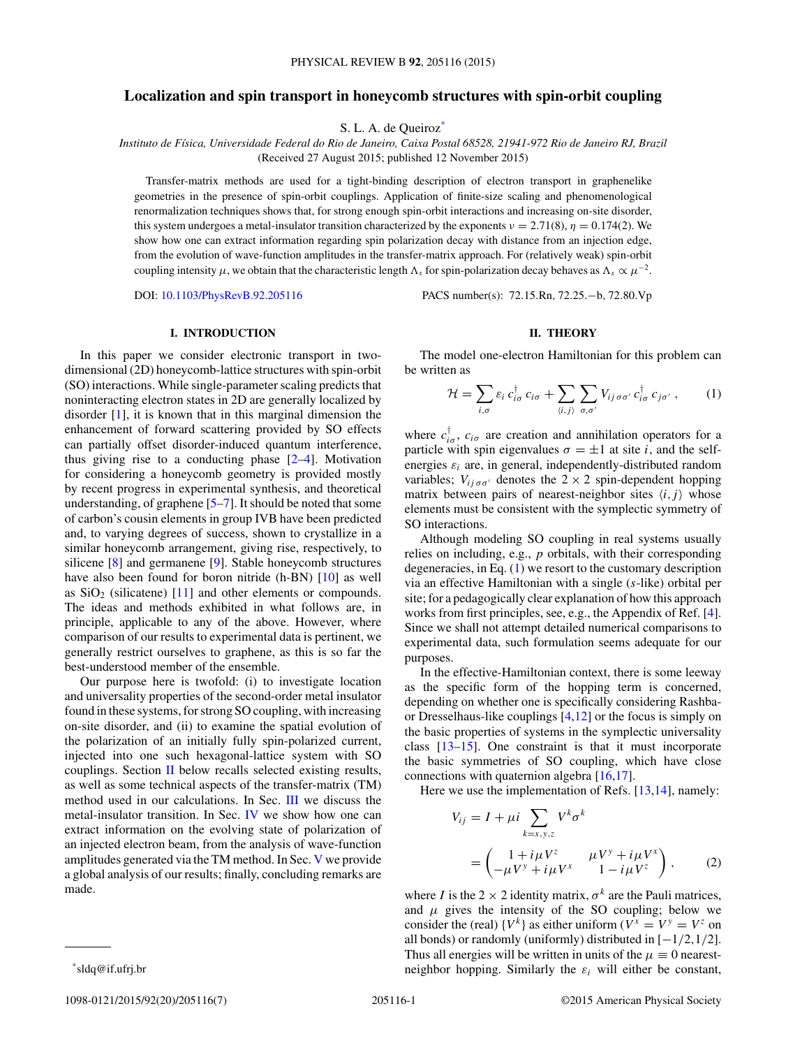# Localization and spin transport in honeycomb structures with spin-orbit coupling

S. L. A. de Queiroz*

*Instituto de Física, Universidade Federal do Rio de Janeiro, Caixa Postal 68528, 21941-972 Rio de Janeiro RJ, Brazil*

(Received 27 August 2015; published 12 November 2015)

Transfer-matrix methods are used for a tight-binding description of electron transport in graphenelike geometries in the presence of spin-orbit couplings. Application of finite-size scaling and phenomenological renormalization techniques shows that, for strong enough spin-orbit interactions and increasing on-site disorder, this system undergoes a metal-insulator transition characterized by the exponents $\nu = 2.71(8)$, $\eta = 0.174(2)$. We show how one can extract information regarding spin polarization decay with distance from an injection edge, from the evolution of wave-function amplitudes in the transfer-matrix approach. For (relatively weak) spin-orbit coupling intensity $\mu$, we obtain that the characteristic length $\Lambda_s$ for spin-polarization decay behaves as $\Lambda_s \propto \mu^{-2}$.

DOI: 10.1103/PhysRevB.92.205116 PACS number(s): 72.15.Rn, 72.25.−b, 72.80.Vp

## I. INTRODUCTION

In this paper we consider electronic transport in two-dimensional (2D) honeycomb-lattice structures with spin-orbit (SO) interactions. While single-parameter scaling predicts that noninteracting electron states in 2D are generally localized by disorder [1], it is known that in this marginal dimension the enhancement of forward scattering provided by SO effects can partially offset disorder-induced quantum interference, thus giving rise to a conducting phase [2–4]. Motivation for considering a honeycomb geometry is provided mostly by recent progress in experimental synthesis, and theoretical understanding, of graphene [5–7]. It should be noted that some of carbon's cousin elements in group IVB have been predicted and, to varying degrees of success, shown to crystallize in a similar honeycomb arrangement, giving rise, respectively, to silicene [8] and germanene [9]. Stable honeycomb structures have also been found for boron nitride (h-BN) [10] as well as $SiO_2$ (silicatene) [11] and other elements or compounds. The ideas and methods exhibited in what follows are, in principle, applicable to any of the above. However, where comparison of our results to experimental data is pertinent, we generally restrict ourselves to graphene, as this is so far the best-understood member of the ensemble.

Our purpose here is twofold: (i) to investigate location and universality properties of the second-order metal insulator found in these systems, for strong SO coupling, with increasing on-site disorder, and (ii) to examine the spatial evolution of the polarization of an initially fully spin-polarized current, injected into one such hexagonal-lattice system with SO couplings. Section II below recalls selected existing results, as well as some technical aspects of the transfer-matrix (TM) method used in our calculations. In Sec. III we discuss the metal-insulator transition. In Sec. IV we show how one can extract information on the evolving state of polarization of an injected electron beam, from the analysis of wave-function amplitudes generated via the TM method. In Sec. V we provide a global analysis of our results; finally, concluding remarks are made.

## II. THEORY

The model one-electron Hamiltonian for this problem can be written as

$$\mathcal{H} = \sum_{i,\sigma} \varepsilon_i \, c^\dagger_{i\sigma}\, c_{i\sigma} + \sum_{\langle i,j\rangle} \sum_{\sigma,\sigma'} V_{ij\,\sigma\sigma'}\, c^\dagger_{i\sigma}\, c_{j\sigma'} \; , \tag{1}$$

where $c^\dagger_{i\sigma}$, $c_{i\sigma}$ are creation and annihilation operators for a particle with spin eigenvalues $\sigma = \pm 1$ at site $i$, and the self-energies $\varepsilon_i$ are, in general, independently-distributed random variables; $V_{ij\,\sigma\sigma'}$ denotes the $2\times 2$ spin-dependent hopping matrix between pairs of nearest-neighbor sites $\langle i,j\rangle$ whose elements must be consistent with the symplectic symmetry of SO interactions.

Although modeling SO coupling in real systems usually relies on including, e.g., $p$ orbitals, with their corresponding degeneracies, in Eq. (1) we resort to the customary description via an effective Hamiltonian with a single ($s$-like) orbital per site; for a pedagogically clear explanation of how this approach works from first principles, see, e.g., the Appendix of Ref. [4]. Since we shall not attempt detailed numerical comparisons to experimental data, such formulation seems adequate for our purposes.

In the effective-Hamiltonian context, there is some leeway as the specific form of the hopping term is concerned, depending on whether one is specifically considering Rashba- or Dresselhaus-like couplings [4,12] or the focus is simply on the basic properties of systems in the symplectic universality class [13–15]. One constraint is that it must incorporate the basic symmetries of SO coupling, which have close connections with quaternion algebra [16,17].

Here we use the implementation of Refs. [13,14], namely:

$$V_{ij} = I + \mu i \sum_{k=x,y,z} V^k \sigma^k = \begin{pmatrix} 1 + i\mu V^z & \mu V^y + i\mu V^x \\ -\mu V^y + i\mu V^x & 1 - i\mu V^z \end{pmatrix}, \tag{2}$$

where $I$ is the $2\times 2$ identity matrix, $\sigma^k$ are the Pauli matrices, and $\mu$ gives the intensity of the SO coupling; below we consider the (real) $\{V^k\}$ as either uniform ($V^x = V^y = V^z$ on all bonds) or randomly (uniformly) distributed in $[-1/2,1/2]$. Thus all energies will be written in units of the $\mu \equiv 0$ nearest-neighbor hopping. Similarly the $\varepsilon_i$ will either be constant,

*sldq@if.ufrj.br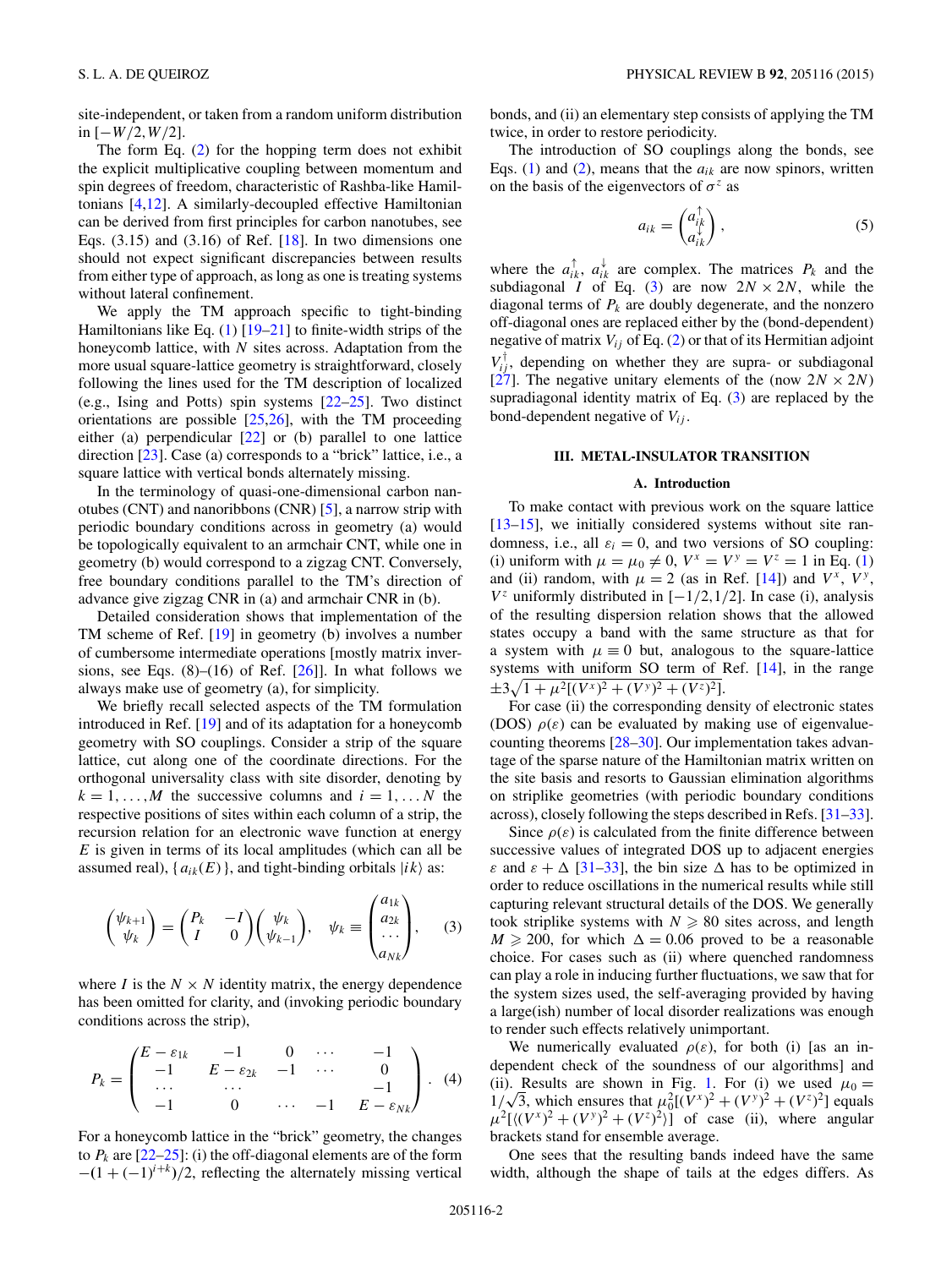site-independent, or taken from a random uniform distribution in $[-W/2, W/2]$.

The form Eq. (2) for the hopping term does not exhibit the explicit multiplicative coupling between momentum and spin degrees of freedom, characteristic of Rashba-like Hamiltonians [4,12]. A similarly-decoupled effective Hamiltonian can be derived from first principles for carbon nanotubes, see Eqs. (3.15) and (3.16) of Ref. [18]. In two dimensions one should not expect significant discrepancies between results from either type of approach, as long as one is treating systems without lateral confinement.

We apply the TM approach specific to tight-binding Hamiltonians like Eq. (1) [19–21] to finite-width strips of the honeycomb lattice, with $N$ sites across. Adaptation from the more usual square-lattice geometry is straightforward, closely following the lines used for the TM description of localized (e.g., Ising and Potts) spin systems [22–25]. Two distinct orientations are possible [25,26], with the TM proceeding either (a) perpendicular [22] or (b) parallel to one lattice direction [23]. Case (a) corresponds to a "brick" lattice, i.e., a square lattice with vertical bonds alternately missing.

In the terminology of quasi-one-dimensional carbon nanotubes (CNT) and nanoribbons (CNR) [5], a narrow strip with periodic boundary conditions across in geometry (a) would be topologically equivalent to an armchair CNT, while one in geometry (b) would correspond to a zigzag CNT. Conversely, free boundary conditions parallel to the TM's direction of advance give zigzag CNR in (a) and armchair CNR in (b).

Detailed consideration shows that implementation of the TM scheme of Ref. [19] in geometry (b) involves a number of cumbersome intermediate operations [mostly matrix inversions, see Eqs. (8)–(16) of Ref. [26]]. In what follows we always make use of geometry (a), for simplicity.

We briefly recall selected aspects of the TM formulation introduced in Ref. [19] and of its adaptation for a honeycomb geometry with SO couplings. Consider a strip of the square lattice, cut along one of the coordinate directions. For the orthogonal universality class with site disorder, denoting by $k = 1, \dots, M$ the successive columns and $i = 1, \dots N$ the respective positions of sites within each column of a strip, the recursion relation for an electronic wave function at energy $E$ is given in terms of its local amplitudes (which can all be assumed real), $\{a_{ik}(E)\}$, and tight-binding orbitals $|ik\rangle$ as:

$$\begin{pmatrix} \psi_{k+1} \\ \psi_k \end{pmatrix} = \begin{pmatrix} P_k & -I \\ I & 0 \end{pmatrix} \begin{pmatrix} \psi_k \\ \psi_{k-1} \end{pmatrix}, \quad \psi_k \equiv \begin{pmatrix} a_{1k} \\ a_{2k} \\ \cdots \\ a_{Nk} \end{pmatrix}, \tag{3}$$

where $I$ is the $N \times N$ identity matrix, the energy dependence has been omitted for clarity, and (invoking periodic boundary conditions across the strip),

$$P_k = \begin{pmatrix} E - \varepsilon_{1k} & -1 & 0 & \cdots & -1 \\ -1 & E - \varepsilon_{2k} & -1 & \cdots & 0 \\ \cdots & \cdots & & & -1 \\ -1 & 0 & \cdots & -1 & E - \varepsilon_{Nk} \end{pmatrix}. \tag{4}$$

For a honeycomb lattice in the "brick" geometry, the changes to $P_k$ are [22–25]: (i) the off-diagonal elements are of the form $-(1 + (-1)^{i+k})/2$, reflecting the alternately missing vertical bonds, and (ii) an elementary step consists of applying the TM twice, in order to restore periodicity.

The introduction of SO couplings along the bonds, see Eqs. (1) and (2), means that the $a_{ik}$ are now spinors, written on the basis of the eigenvectors of $\sigma^z$ as

$$a_{ik} = \begin{pmatrix} a_{ik}^{\uparrow} \\ a_{ik}^{\downarrow} \end{pmatrix}, \tag{5}$$

where the $a_{ik}^{\uparrow}$, $a_{ik}^{\downarrow}$ are complex. The matrices $P_k$ and the subdiagonal $I$ of Eq. (3) are now $2N \times 2N$, while the diagonal terms of $P_k$ are doubly degenerate, and the nonzero off-diagonal ones are replaced either by the (bond-dependent) negative of matrix $V_{ij}$ of Eq. (2) or that of its Hermitian adjoint $V_{ij}^{\dagger}$, depending on whether they are supra- or subdiagonal [27]. The negative unitary elements of the (now $2N \times 2N$) supradiagonal identity matrix of Eq. (3) are replaced by the bond-dependent negative of $V_{ij}$.

## III. METAL-INSULATOR TRANSITION

### A. Introduction

To make contact with previous work on the square lattice [13–15], we initially considered systems without site randomness, i.e., all $\varepsilon_i = 0$, and two versions of SO coupling: (i) uniform with $\mu = \mu_0 \neq 0$, $V^x = V^y = V^z = 1$ in Eq. (1) and (ii) random, with $\mu = 2$ (as in Ref. [14]) and $V^x$, $V^y$, $V^z$ uniformly distributed in $[-1/2, 1/2]$. In case (i), analysis of the resulting dispersion relation shows that the allowed states occupy a band with the same structure as that for a system with $\mu \equiv 0$ but, analogous to the square-lattice systems with uniform SO term of Ref. [14], in the range $\pm 3\sqrt{1 + \mu^2[(V^x)^2 + (V^y)^2 + (V^z)^2]}$.

For case (ii) the corresponding density of electronic states (DOS) $\rho(\varepsilon)$ can be evaluated by making use of eigenvalue-counting theorems [28–30]. Our implementation takes advantage of the sparse nature of the Hamiltonian matrix written on the site basis and resorts to Gaussian elimination algorithms on striplike geometries (with periodic boundary conditions across), closely following the steps described in Refs. [31–33].

Since $\rho(\varepsilon)$ is calculated from the finite difference between successive values of integrated DOS up to adjacent energies $\varepsilon$ and $\varepsilon + \Delta$ [31–33], the bin size $\Delta$ has to be optimized in order to reduce oscillations in the numerical results while still capturing relevant structural details of the DOS. We generally took striplike systems with $N \geqslant 80$ sites across, and length $M \geqslant 200$, for which $\Delta = 0.06$ proved to be a reasonable choice. For cases such as (ii) where quenched randomness can play a role in inducing further fluctuations, we saw that for the system sizes used, the self-averaging provided by having a large(ish) number of local disorder realizations was enough to render such effects relatively unimportant.

We numerically evaluated $\rho(\varepsilon)$, for both (i) [as an independent check of the soundness of our algorithms] and (ii). Results are shown in Fig. 1. For (i) we used $\mu_0 = 1/\sqrt{3}$, which ensures that $\mu_0^2[(V^x)^2 + (V^y)^2 + (V^z)^2]$ equals $\mu^2[\langle (V^x)^2 + (V^y)^2 + (V^z)^2 \rangle]$ of case (ii), where angular brackets stand for ensemble average.

One sees that the resulting bands indeed have the same width, although the shape of tails at the edges differs. As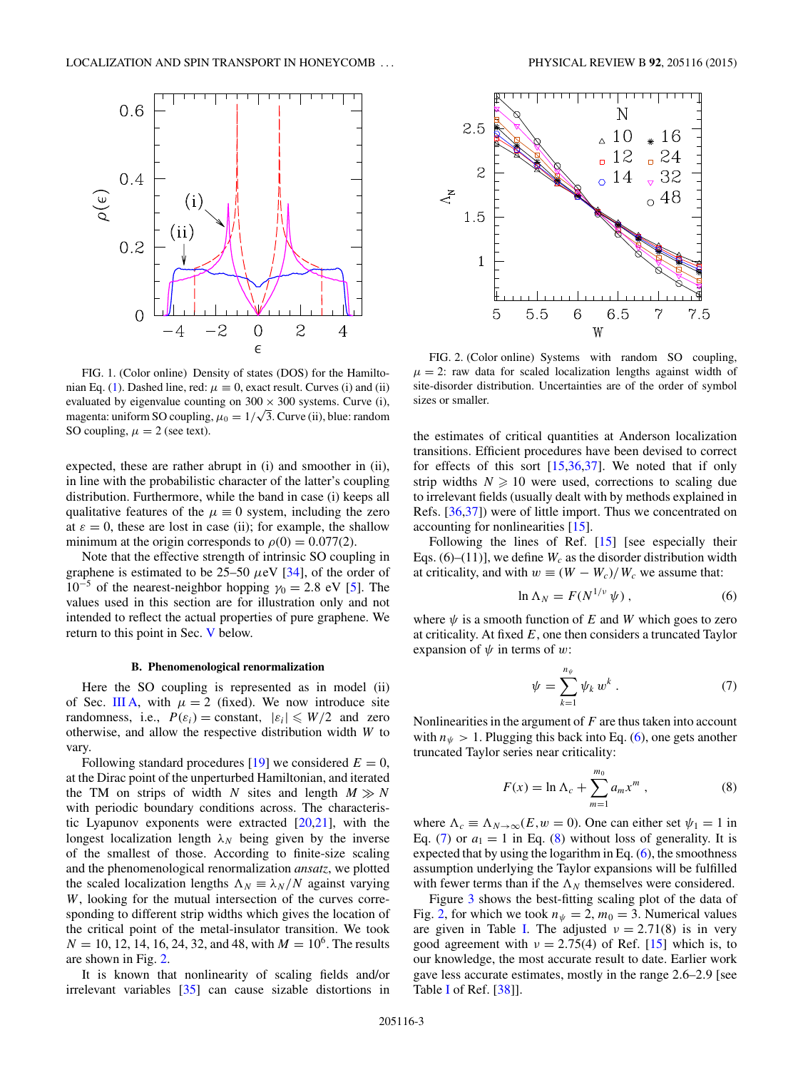FIG. 1. (Color online) Density of states (DOS) for the Hamiltonian Eq. (1). Dashed line, red: $\mu \equiv 0$, exact result. Curves (i) and (ii) evaluated by eigenvalue counting on $300 \times 300$ systems. Curve (i), magenta: uniform SO coupling, $\mu_0 = 1/\sqrt{3}$. Curve (ii), blue: random SO coupling, $\mu = 2$ (see text).

FIG. 2. (Color online) Systems with random SO coupling, $\mu = 2$: raw data for scaled localization lengths against width of site-disorder distribution. Uncertainties are of the order of symbol sizes or smaller.

expected, these are rather abrupt in (i) and smoother in (ii), in line with the probabilistic character of the latter's coupling distribution. Furthermore, while the band in case (i) keeps all qualitative features of the $\mu \equiv 0$ system, including the zero at $\varepsilon = 0$, these are lost in case (ii); for example, the shallow minimum at the origin corresponds to $\rho(0) = 0.077(2)$.

Note that the effective strength of intrinsic SO coupling in graphene is estimated to be 25–50 $\mu$eV [34], of the order of $10^{-5}$ of the nearest-neighbor hopping $\gamma_0 = 2.8$ eV [5]. The values used in this section are for illustration only and not intended to reflect the actual properties of pure graphene. We return to this point in Sec. V below.

### B. Phenomenological renormalization

Here the SO coupling is represented as in model (ii) of Sec. III A, with $\mu = 2$ (fixed). We now introduce site randomness, i.e., $P(\varepsilon_i) = \text{constant}$, $|\varepsilon_i| \leqslant W/2$ and zero otherwise, and allow the respective distribution width $W$ to vary.

Following standard procedures [19] we considered $E = 0$, at the Dirac point of the unperturbed Hamiltonian, and iterated the TM on strips of width $N$ sites and length $M \gg N$ with periodic boundary conditions across. The characteristic Lyapunov exponents were extracted [20,21], with the longest localization length $\lambda_N$ being given by the inverse of the smallest of those. According to finite-size scaling and the phenomenological renormalization *ansatz*, we plotted the scaled localization lengths $\Lambda_N \equiv \lambda_N/N$ against varying $W$, looking for the mutual intersection of the curves corresponding to different strip widths which gives the location of the critical point of the metal-insulator transition. We took $N = 10$, 12, 14, 16, 24, 32, and 48, with $M = 10^6$. The results are shown in Fig. 2.

It is known that nonlinearity of scaling fields and/or irrelevant variables [35] can cause sizable distortions in the estimates of critical quantities at Anderson localization transitions. Efficient procedures have been devised to correct for effects of this sort [15,36,37]. We noted that if only strip widths $N \geqslant 10$ were used, corrections to scaling due to irrelevant fields (usually dealt with by methods explained in Refs. [36,37]) were of little import. Thus we concentrated on accounting for nonlinearities [15].

Following the lines of Ref. [15] [see especially their Eqs. (6)–(11)], we define $W_c$ as the disorder distribution width at criticality, and with $w \equiv (W - W_c)/W_c$ we assume that:

$$\ln \Lambda_N = F(N^{1/\nu}\,\psi)\,, \tag{6}$$

where $\psi$ is a smooth function of $E$ and $W$ which goes to zero at criticality. At fixed $E$, one then considers a truncated Taylor expansion of $\psi$ in terms of $w$:

$$\psi = \sum_{k=1}^{n_\psi} \psi_k\, w^k\,. \tag{7}$$

Nonlinearities in the argument of $F$ are thus taken into account with $n_\psi > 1$. Plugging this back into Eq. (6), one gets another truncated Taylor series near criticality:

$$F(x) = \ln \Lambda_c + \sum_{m=1}^{m_0} a_m x^m\,, \tag{8}$$

where $\Lambda_c \equiv \Lambda_{N\to\infty}(E, w = 0)$. One can either set $\psi_1 = 1$ in Eq. (7) or $a_1 = 1$ in Eq. (8) without loss of generality. It is expected that by using the logarithm in Eq. (6), the smoothness assumption underlying the Taylor expansions will be fulfilled with fewer terms than if the $\Lambda_N$ themselves were considered.

Figure 3 shows the best-fitting scaling plot of the data of Fig. 2, for which we took $n_\psi = 2$, $m_0 = 3$. Numerical values are given in Table I. The adjusted $\nu = 2.71(8)$ is in very good agreement with $\nu = 2.75(4)$ of Ref. [15] which is, to our knowledge, the most accurate result to date. Earlier work gave less accurate estimates, mostly in the range 2.6–2.9 [see Table I of Ref. [38]].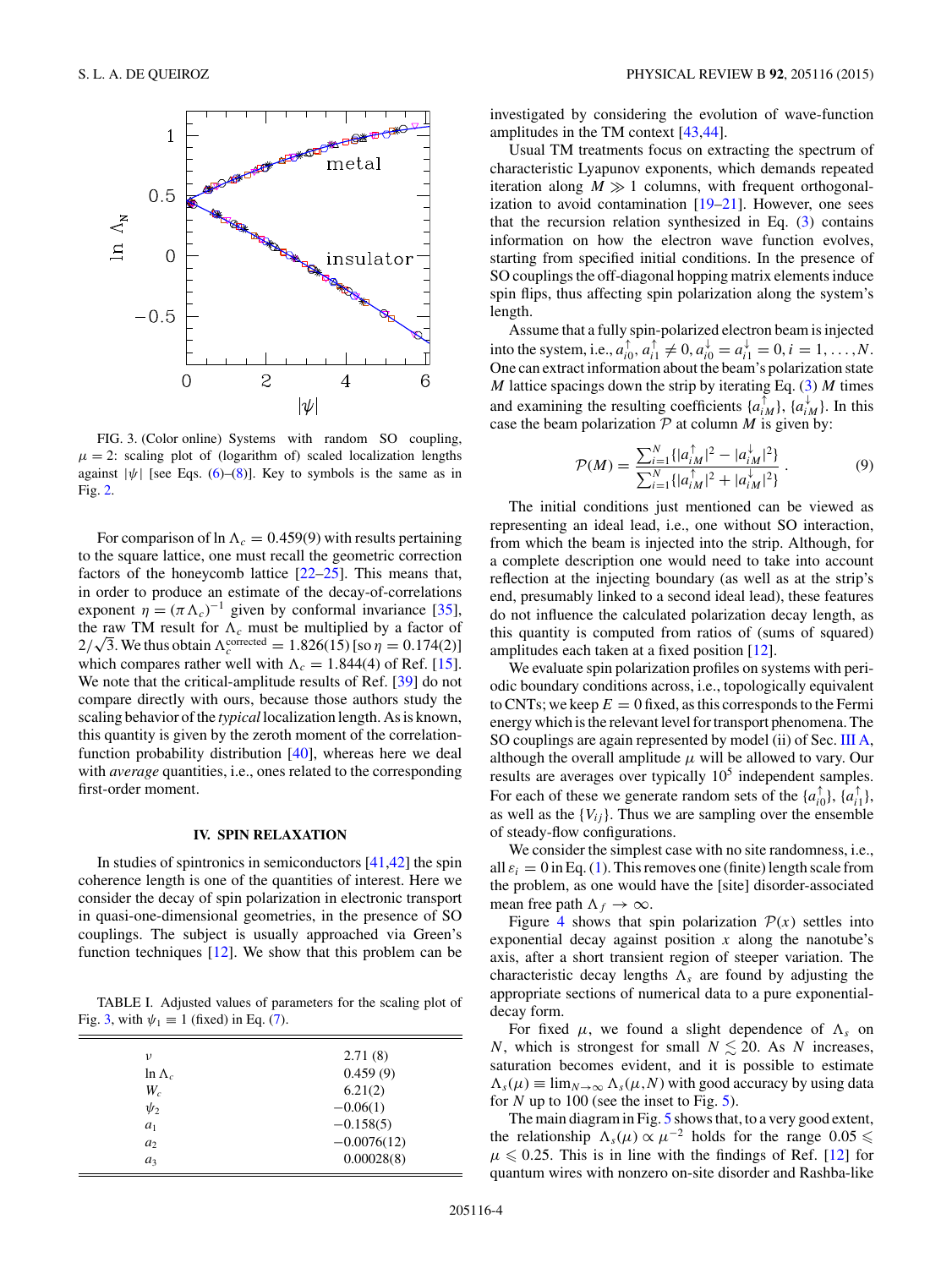FIG. 3. (Color online) Systems with random SO coupling, $\mu = 2$: scaling plot of (logarithm of) scaled localization lengths against $|\psi|$ [see Eqs. (6)–(8)]. Key to symbols is the same as in Fig. 2.

For comparison of $\ln \Lambda_c = 0.459(9)$ with results pertaining to the square lattice, one must recall the geometric correction factors of the honeycomb lattice [22–25]. This means that, in order to produce an estimate of the decay-of-correlations exponent $\eta = (\pi \Lambda_c)^{-1}$ given by conformal invariance [35], the raw TM result for $\Lambda_c$ must be multiplied by a factor of $2/\sqrt{3}$. We thus obtain $\Lambda_c^{\text{corrected}} = 1.826(15)$ [so $\eta = 0.174(2)$] which compares rather well with $\Lambda_c = 1.844(4)$ of Ref. [15]. We note that the critical-amplitude results of Ref. [39] do not compare directly with ours, because those authors study the scaling behavior of the *typical* localization length. As is known, this quantity is given by the zeroth moment of the correlation-function probability distribution [40], whereas here we deal with *average* quantities, i.e., ones related to the corresponding first-order moment.

TABLE I. Adjusted values of parameters for the scaling plot of Fig. 3, with $\psi_1 \equiv 1$ (fixed) in Eq. (7).

| | |
|---|---|
| $\nu$ | 2.71 (8) |
| $\ln \Lambda_c$ | 0.459 (9) |
| $W_c$ | 6.21(2) |
| $\psi_2$ | −0.06(1) |
| $a_1$ | −0.158(5) |
| $a_2$ | −0.0076(12) |
| $a_3$ | 0.00028(8) |

## IV. SPIN RELAXATION

In studies of spintronics in semiconductors [41,42] the spin coherence length is one of the quantities of interest. Here we consider the decay of spin polarization in electronic transport in quasi-one-dimensional geometries, in the presence of SO couplings. The subject is usually approached via Green's function techniques [12]. We show that this problem can be investigated by considering the evolution of wave-function amplitudes in the TM context [43,44].

Usual TM treatments focus on extracting the spectrum of characteristic Lyapunov exponents, which demands repeated iteration along $M \gg 1$ columns, with frequent orthogonalization to avoid contamination [19–21]. However, one sees that the recursion relation synthesized in Eq. (3) contains information on how the electron wave function evolves, starting from specified initial conditions. In the presence of SO couplings the off-diagonal hopping matrix elements induce spin flips, thus affecting spin polarization along the system's length.

Assume that a fully spin-polarized electron beam is injected into the system, i.e., $a_{i0}^{\uparrow}, a_{i1}^{\uparrow} \neq 0, a_{i0}^{\downarrow} = a_{i1}^{\downarrow} = 0, i = 1, \ldots, N$. One can extract information about the beam's polarization state $M$ lattice spacings down the strip by iterating Eq. (3) $M$ times and examining the resulting coefficients $\{a_{iM}^{\uparrow}\}$, $\{a_{iM}^{\downarrow}\}$. In this case the beam polarization $\mathcal{P}$ at column $M$ is given by:

$$\mathcal{P}(M) = \frac{\sum_{i=1}^{N} \{|a_{iM}^{\uparrow}|^2 - |a_{iM}^{\downarrow}|^2\}}{\sum_{i=1}^{N} \{|a_{iM}^{\uparrow}|^2 + |a_{iM}^{\downarrow}|^2\}}. \tag{9}$$

The initial conditions just mentioned can be viewed as representing an ideal lead, i.e., one without SO interaction, from which the beam is injected into the strip. Although, for a complete description one would need to take into account reflection at the injecting boundary (as well as at the strip's end, presumably linked to a second ideal lead), these features do not influence the calculated polarization decay length, as this quantity is computed from ratios of (sums of squared) amplitudes each taken at a fixed position [12].

We evaluate spin polarization profiles on systems with periodic boundary conditions across, i.e., topologically equivalent to CNTs; we keep $E = 0$ fixed, as this corresponds to the Fermi energy which is the relevant level for transport phenomena. The SO couplings are again represented by model (ii) of Sec. III A, although the overall amplitude $\mu$ will be allowed to vary. Our results are averages over typically $10^5$ independent samples. For each of these we generate random sets of the $\{a_{i0}^{\uparrow}\}$, $\{a_{i1}^{\uparrow}\}$, as well as the $\{V_{ij}\}$. Thus we are sampling over the ensemble of steady-flow configurations.

We consider the simplest case with no site randomness, i.e., all $\varepsilon_i = 0$ in Eq. (1). This removes one (finite) length scale from the problem, as one would have the [site] disorder-associated mean free path $\Lambda_f \to \infty$.

Figure 4 shows that spin polarization $\mathcal{P}(x)$ settles into exponential decay against position $x$ along the nanotube's axis, after a short transient region of steeper variation. The characteristic decay lengths $\Lambda_s$ are found by adjusting the appropriate sections of numerical data to a pure exponential-decay form.

For fixed $\mu$, we found a slight dependence of $\Lambda_s$ on $N$, which is strongest for small $N \lesssim 20$. As $N$ increases, saturation becomes evident, and it is possible to estimate $\Lambda_s(\mu) \equiv \lim_{N\to\infty} \Lambda_s(\mu, N)$ with good accuracy by using data for $N$ up to 100 (see the inset to Fig. 5).

The main diagram in Fig. 5 shows that, to a very good extent, the relationship $\Lambda_s(\mu) \propto \mu^{-2}$ holds for the range $0.05 \leqslant \mu \leqslant 0.25$. This is in line with the findings of Ref. [12] for quantum wires with nonzero on-site disorder and Rashba-like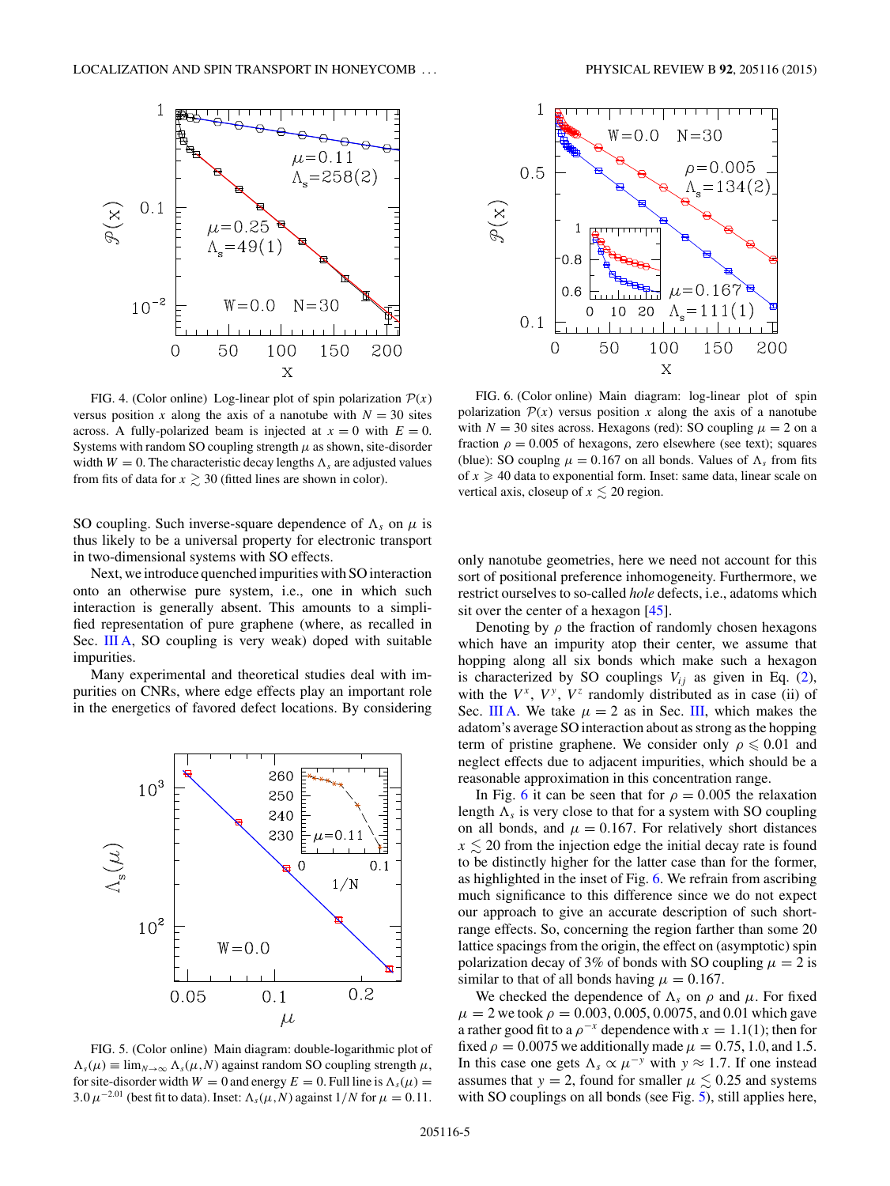FIG. 4. (Color online) Log-linear plot of spin polarization $\mathcal{P}(x)$ versus position $x$ along the axis of a nanotube with $N = 30$ sites across. A fully-polarized beam is injected at $x = 0$ with $E = 0$. Systems with random SO coupling strength $\mu$ as shown, site-disorder width $W = 0$. The characteristic decay lengths $\Lambda_s$ are adjusted values from fits of data for $x \gtrsim 30$ (fitted lines are shown in color).

FIG. 6. (Color online) Main diagram: log-linear plot of spin polarization $\mathcal{P}(x)$ versus position $x$ along the axis of a nanotube with $N = 30$ sites across. Hexagons (red): SO coupling $\mu = 2$ on a fraction $\rho = 0.005$ of hexagons, zero elsewhere (see text); squares (blue): SO couplng $\mu = 0.167$ on all bonds. Values of $\Lambda_s$ from fits of $x \geqslant 40$ data to exponential form. Inset: same data, linear scale on vertical axis, closeup of $x \lesssim 20$ region.

SO coupling. Such inverse-square dependence of $\Lambda_s$ on $\mu$ is thus likely to be a universal property for electronic transport in two-dimensional systems with SO effects.

Next, we introduce quenched impurities with SO interaction onto an otherwise pure system, i.e., one in which such interaction is generally absent. This amounts to a simplified representation of pure graphene (where, as recalled in Sec. III A, SO coupling is very weak) doped with suitable impurities.

Many experimental and theoretical studies deal with impurities on CNRs, where edge effects play an important role in the energetics of favored defect locations. By considering only nanotube geometries, here we need not account for this sort of positional preference inhomogeneity. Furthermore, we restrict ourselves to so-called *hole* defects, i.e., adatoms which sit over the center of a hexagon [45].

Denoting by $\rho$ the fraction of randomly chosen hexagons which have an impurity atop their center, we assume that hopping along all six bonds which make such a hexagon is characterized by SO couplings $V_{ij}$ as given in Eq. (2), with the $V^x$, $V^y$, $V^z$ randomly distributed as in case (ii) of Sec. III A. We take $\mu = 2$ as in Sec. III, which makes the adatom's average SO interaction about as strong as the hopping term of pristine graphene. We consider only $\rho \leqslant 0.01$ and neglect effects due to adjacent impurities, which should be a reasonable approximation in this concentration range.

In Fig. 6 it can be seen that for $\rho = 0.005$ the relaxation length $\Lambda_s$ is very close to that for a system with SO coupling on all bonds, and $\mu = 0.167$. For relatively short distances $x \lesssim 20$ from the injection edge the initial decay rate is found to be distinctly higher for the latter case than for the former, as highlighted in the inset of Fig. 6. We refrain from ascribing much significance to this difference since we do not expect our approach to give an accurate description of such short-range effects. So, concerning the region farther than some 20 lattice spacings from the origin, the effect on (asymptotic) spin polarization decay of 3% of bonds with SO coupling $\mu = 2$ is similar to that of all bonds having $\mu = 0.167$.

We checked the dependence of $\Lambda_s$ on $\rho$ and $\mu$. For fixed $\mu = 2$ we took $\rho = 0.003, 0.005, 0.0075$, and 0.01 which gave a rather good fit to a $\rho^{-x}$ dependence with $x = 1.1(1)$; then for fixed $\rho = 0.0075$ we additionally made $\mu = 0.75, 1.0$, and 1.5. In this case one gets $\Lambda_s \propto \mu^{-y}$ with $y \approx 1.7$. If one instead assumes that $y = 2$, found for smaller $\mu \lesssim 0.25$ and systems with SO couplings on all bonds (see Fig. 5), still applies here,

FIG. 5. (Color online) Main diagram: double-logarithmic plot of $\Lambda_s(\mu) \equiv \lim_{N\to\infty} \Lambda_s(\mu, N)$ against random SO coupling strength $\mu$, for site-disorder width $W = 0$ and energy $E = 0$. Full line is $\Lambda_s(\mu) = 3.0\,\mu^{-2.01}$ (best fit to data). Inset: $\Lambda_s(\mu, N)$ against $1/N$ for $\mu = 0.11$.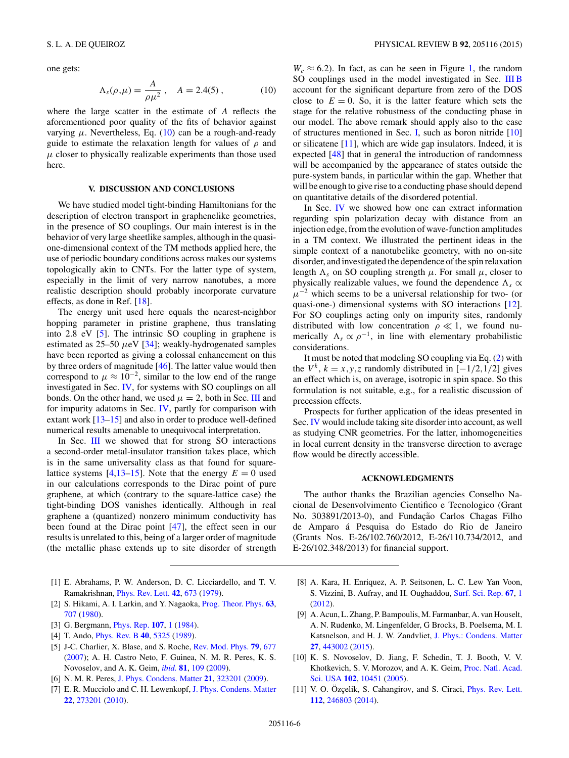one gets:

$$\Lambda_s(\rho,\mu) = \frac{A}{\rho\mu^2}\ , \quad A = 2.4(5)\ , \tag{10}$$

where the large scatter in the estimate of $A$ reflects the aforementioned poor quality of the fits of behavior against varying $\mu$. Nevertheless, Eq. (10) can be a rough-and-ready guide to estimate the relaxation length for values of $\rho$ and $\mu$ closer to physically realizable experiments than those used here.

## V. DISCUSSION AND CONCLUSIONS

We have studied model tight-binding Hamiltonians for the description of electron transport in graphenelike geometries, in the presence of SO couplings. Our main interest is in the behavior of very large sheetlike samples, although in the quasi-one-dimensional context of the TM methods applied here, the use of periodic boundary conditions across makes our systems topologically akin to CNTs. For the latter type of system, especially in the limit of very narrow nanotubes, a more realistic description should probably incorporate curvature effects, as done in Ref. [18].

The energy unit used here equals the nearest-neighbor hopping parameter in pristine graphene, thus translating into 2.8 eV [5]. The intrinsic SO coupling in graphene is estimated as 25–50 $\mu$eV [34]; weakly-hydrogenated samples have been reported as giving a colossal enhancement on this by three orders of magnitude [46]. The latter value would then correspond to $\mu \approx 10^{-2}$, similar to the low end of the range investigated in Sec. IV, for systems with SO couplings on all bonds. On the other hand, we used $\mu = 2$, both in Sec. III and for impurity adatoms in Sec. IV, partly for comparison with extant work [13–15] and also in order to produce well-defined numerical results amenable to unequivocal interpretation.

In Sec. III we showed that for strong SO interactions a second-order metal-insulator transition takes place, which is in the same universality class as that found for square-lattice systems [4,13–15]. Note that the energy $E = 0$ used in our calculations corresponds to the Dirac point of pure graphene, at which (contrary to the square-lattice case) the tight-binding DOS vanishes identically. Although in real graphene a (quantized) nonzero minimum conductivity has been found at the Dirac point [47], the effect seen in our results is unrelated to this, being of a larger order of magnitude (the metallic phase extends up to site disorder of strength $W_c \approx 6.2$). In fact, as can be seen in Figure 1, the random SO couplings used in the model investigated in Sec. III B account for the significant departure from zero of the DOS close to $E = 0$. So, it is the latter feature which sets the stage for the relative robustness of the conducting phase in our model. The above remark should apply also to the case of structures mentioned in Sec. I, such as boron nitride [10] or silicatene [11], which are wide gap insulators. Indeed, it is expected [48] that in general the introduction of randomness will be accompanied by the appearance of states outside the pure-system bands, in particular within the gap. Whether that will be enough to give rise to a conducting phase should depend on quantitative details of the disordered potential.

In Sec. IV we showed how one can extract information regarding spin polarization decay with distance from an injection edge, from the evolution of wave-function amplitudes in a TM context. We illustrated the pertinent ideas in the simple context of a nanotubelike geometry, with no on-site disorder, and investigated the dependence of the spin relaxation length $\Lambda_s$ on SO coupling strength $\mu$. For small $\mu$, closer to physically realizable values, we found the dependence $\Lambda_s \propto \mu^{-2}$ which seems to be a universal relationship for two- (or quasi-one-) dimensional systems with SO interactions [12]. For SO couplings acting only on impurity sites, randomly distributed with low concentration $\rho \ll 1$, we found numerically $\Lambda_s \propto \rho^{-1}$, in line with elementary probabilistic considerations.

It must be noted that modeling SO coupling via Eq. (2) with the $V^k$, $k = x,y,z$ randomly distributed in $[-1/2,1/2]$ gives an effect which is, on average, isotropic in spin space. So this formulation is not suitable, e.g., for a realistic discussion of precession effects.

Prospects for further application of the ideas presented in Sec. IV would include taking site disorder into account, as well as studying CNR geometries. For the latter, inhomogeneities in local current density in the transverse direction to average flow would be directly accessible.

## ACKNOWLEDGMENTS

The author thanks the Brazilian agencies Conselho Nacional de Desenvolvimento Científico e Tecnologico (Grant No. 303891/2013-0), and Fundação Carlos Chagas Filho de Amparo á Pesquisa do Estado do Rio de Janeiro (Grants Nos. E-26/102.760/2012, E-26/110.734/2012, and E-26/102.348/2013) for financial support.

[1] E. Abrahams, P. W. Anderson, D. C. Licciardello, and T. V. Ramakrishnan, Phys. Rev. Lett. **42**, 673 (1979).

[2] S. Hikami, A. I. Larkin, and Y. Nagaoka, Prog. Theor. Phys. **63**, 707 (1980).

[3] G. Bergmann, Phys. Rep. **107**, 1 (1984).

[4] T. Ando, Phys. Rev. B **40**, 5325 (1989).

[5] J-C. Charlier, X. Blase, and S. Roche, Rev. Mod. Phys. **79**, 677 (2007); A. H. Castro Neto, F. Guinea, N. M. R. Peres, K. S. Novoselov, and A. K. Geim, *ibid.* **81**, 109 (2009).

[6] N. M. R. Peres, J. Phys. Condens. Matter **21**, 323201 (2009).

[7] E. R. Mucciolo and C. H. Lewenkopf, J. Phys. Condens. Matter **22**, 273201 (2010).

[8] A. Kara, H. Enriquez, A. P. Seitsonen, L. C. Lew Yan Voon, S. Vizzini, B. Aufray, and H. Oughaddou, Surf. Sci. Rep. **67**, 1 (2012).

[9] A. Acun, L. Zhang, P. Bampoulis, M. Farmanbar, A. van Houselt, A. N. Rudenko, M. Lingenfelder, G Brocks, B. Poelsema, M. I. Katsnelson, and H. J. W. Zandvliet, J. Phys.: Condens. Matter **27**, 443002 (2015).

[10] K. S. Novoselov, D. Jiang, F. Schedin, T. J. Booth, V. V. Khotkevich, S. V. Morozov, and A. K. Geim, Proc. Natl. Acad. Sci. USA **102**, 10451 (2005).

[11] V. O. Özçelik, S. Cahangirov, and S. Ciraci, Phys. Rev. Lett. **112**, 246803 (2014).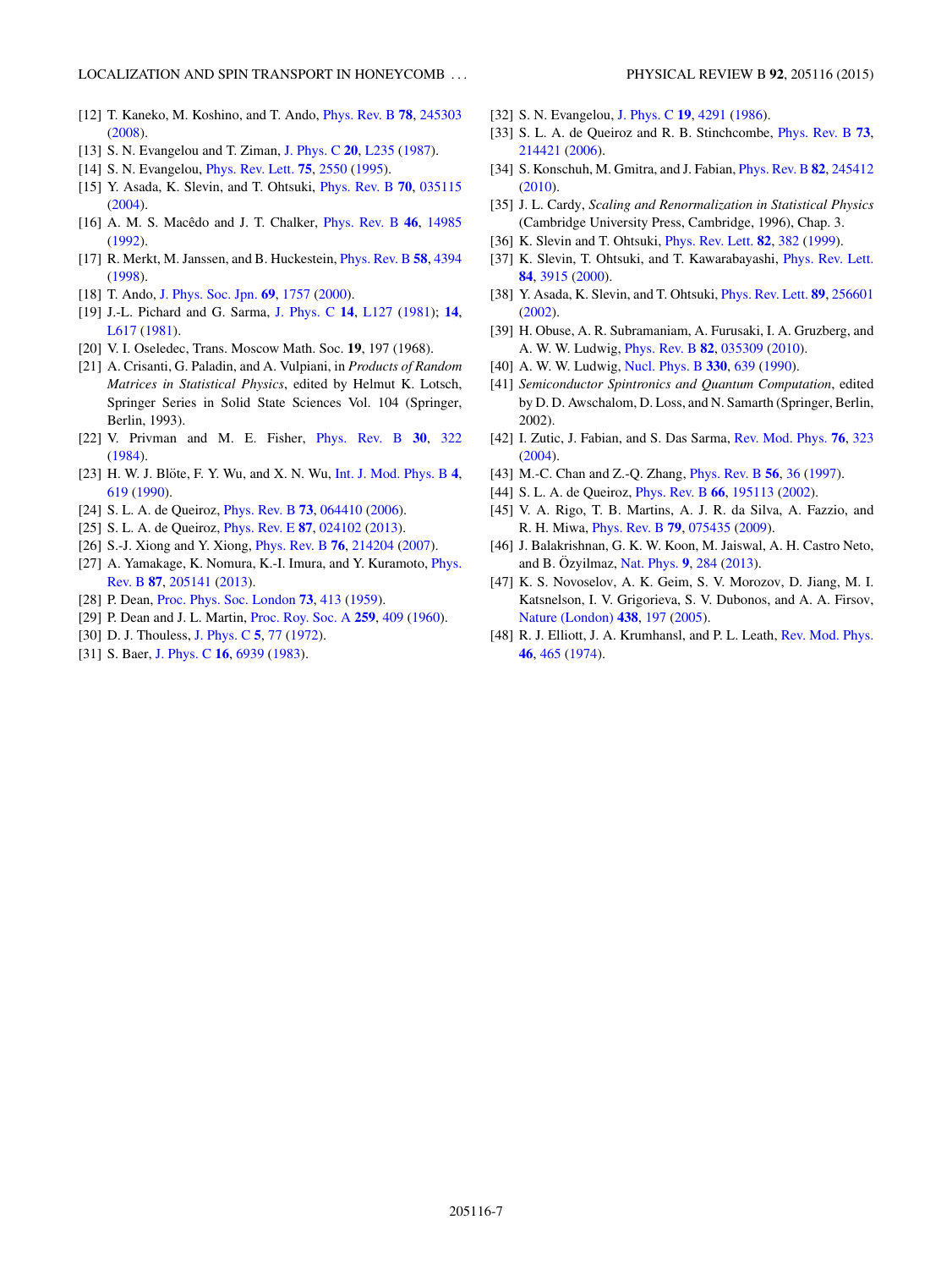[12] T. Kaneko, M. Koshino, and T. Ando, Phys. Rev. B **78**, 245303 (2008).

[13] S. N. Evangelou and T. Ziman, J. Phys. C **20**, L235 (1987).

[14] S. N. Evangelou, Phys. Rev. Lett. **75**, 2550 (1995).

[15] Y. Asada, K. Slevin, and T. Ohtsuki, Phys. Rev. B **70**, 035115 (2004).

[16] A. M. S. Macêdo and J. T. Chalker, Phys. Rev. B **46**, 14985 (1992).

[17] R. Merkt, M. Janssen, and B. Huckestein, Phys. Rev. B **58**, 4394 (1998).

[18] T. Ando, J. Phys. Soc. Jpn. **69**, 1757 (2000).

[19] J.-L. Pichard and G. Sarma, J. Phys. C **14**, L127 (1981); **14**, L617 (1981).

[20] V. I. Oseledec, Trans. Moscow Math. Soc. **19**, 197 (1968).

[21] A. Crisanti, G. Paladin, and A. Vulpiani, in *Products of Random Matrices in Statistical Physics*, edited by Helmut K. Lotsch, Springer Series in Solid State Sciences Vol. 104 (Springer, Berlin, 1993).

[22] V. Privman and M. E. Fisher, Phys. Rev. B **30**, 322 (1984).

[23] H. W. J. Blöte, F. Y. Wu, and X. N. Wu, Int. J. Mod. Phys. B **4**, 619 (1990).

[24] S. L. A. de Queiroz, Phys. Rev. B **73**, 064410 (2006).

[25] S. L. A. de Queiroz, Phys. Rev. E **87**, 024102 (2013).

[26] S.-J. Xiong and Y. Xiong, Phys. Rev. B **76**, 214204 (2007).

[27] A. Yamakage, K. Nomura, K.-I. Imura, and Y. Kuramoto, Phys. Rev. B **87**, 205141 (2013).

[28] P. Dean, Proc. Phys. Soc. London **73**, 413 (1959).

[29] P. Dean and J. L. Martin, Proc. Roy. Soc. A **259**, 409 (1960).

[30] D. J. Thouless, J. Phys. C **5**, 77 (1972).

[31] S. Baer, J. Phys. C **16**, 6939 (1983).

[32] S. N. Evangelou, J. Phys. C **19**, 4291 (1986).

[33] S. L. A. de Queiroz and R. B. Stinchcombe, Phys. Rev. B **73**, 214421 (2006).

[34] S. Konschuh, M. Gmitra, and J. Fabian, Phys. Rev. B **82**, 245412 (2010).

[35] J. L. Cardy, *Scaling and Renormalization in Statistical Physics* (Cambridge University Press, Cambridge, 1996), Chap. 3.

[36] K. Slevin and T. Ohtsuki, Phys. Rev. Lett. **82**, 382 (1999).

[37] K. Slevin, T. Ohtsuki, and T. Kawarabayashi, Phys. Rev. Lett. **84**, 3915 (2000).

[38] Y. Asada, K. Slevin, and T. Ohtsuki, Phys. Rev. Lett. **89**, 256601 (2002).

[39] H. Obuse, A. R. Subramaniam, A. Furusaki, I. A. Gruzberg, and A. W. W. Ludwig, Phys. Rev. B **82**, 035309 (2010).

[40] A. W. W. Ludwig, Nucl. Phys. B **330**, 639 (1990).

[41] *Semiconductor Spintronics and Quantum Computation*, edited by D. D. Awschalom, D. Loss, and N. Samarth (Springer, Berlin, 2002).

[42] I. Zutic, J. Fabian, and S. Das Sarma, Rev. Mod. Phys. **76**, 323 (2004).

[43] M.-C. Chan and Z.-Q. Zhang, Phys. Rev. B **56**, 36 (1997).

[44] S. L. A. de Queiroz, Phys. Rev. B **66**, 195113 (2002).

[45] V. A. Rigo, T. B. Martins, A. J. R. da Silva, A. Fazzio, and R. H. Miwa, Phys. Rev. B **79**, 075435 (2009).

[46] J. Balakrishnan, G. K. W. Koon, M. Jaiswal, A. H. Castro Neto, and B. Özyilmaz, Nat. Phys. **9**, 284 (2013).

[47] K. S. Novoselov, A. K. Geim, S. V. Morozov, D. Jiang, M. I. Katsnelson, I. V. Grigorieva, S. V. Dubonos, and A. A. Firsov, Nature (London) **438**, 197 (2005).

[48] R. J. Elliott, J. A. Krumhansl, and P. L. Leath, Rev. Mod. Phys. **46**, 465 (1974).